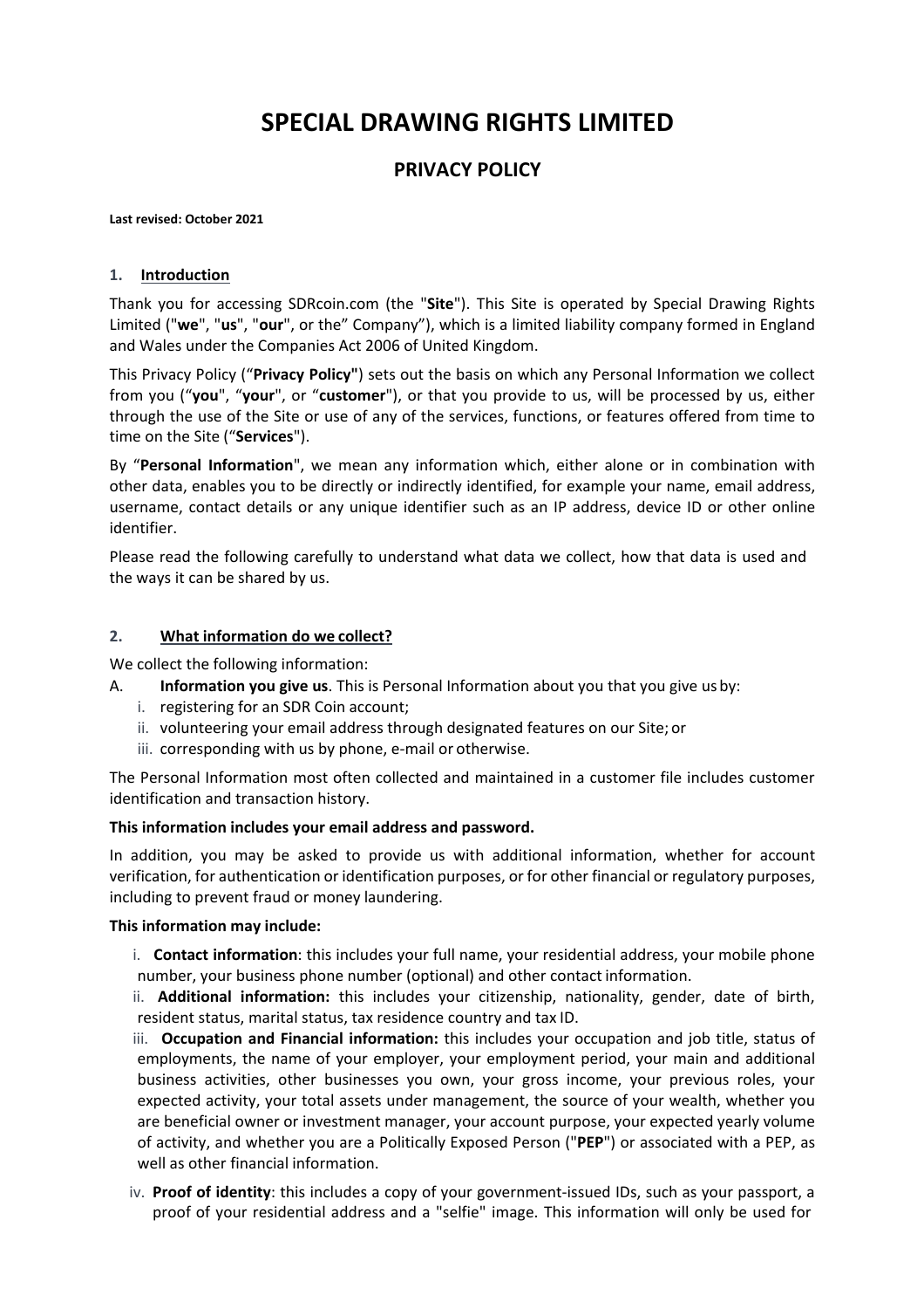# SPECIAL DRAWING RIGHTS LIMITED

## PRIVACY POLICY

**Last revised: October 2021**

### 1. Introduction

Thank you for accessing SDRcoin.com (the "**Site**"). This Site is operated by Special Drawing Rights Limited ("**we**", "**us**", "**our**", or the" Company"), which is a limited liability company formed in England and Wales under the Companies Act 2006 of United Kingdom.

This Privacy Policy ("**Privacy Policy"**) sets out the basis on which any Personal Information we collect from you ("**you**", "**your**", or "**customer**"), or that you provide to us, will be processed by us, either through the use of the Site or use of any of the services, functions, or features offered from time to time on the Site ("**Services**").

By "**Personal Information**", we mean any information which, either alone or in combination with other data, enables you to be directly or indirectly identified, for example your name, email address, username, contact details or any unique identifier such as an IP address, device ID or other online identifier.

Please read the following carefully to understand what data we collect, how that data is used and the ways it can be shared by us.

### 2. What information do we collect?

We collect the following information:

A. **Information you give us**. This is Personal Information about you that you give us by:

   i. registering for an SDR Coin account;
   ii. volunteering your email address through designated features on our Site; or
   iii. corresponding with us by phone, e-mail or otherwise.

The Personal Information most often collected and maintained in a customer file includes customer identification and transaction history.

**This information includes your email address and password.**

In addition, you may be asked to provide us with additional information, whether for account verification, for authentication or identification purposes, or for other financial or regulatory purposes, including to prevent fraud or money laundering.

**This information may include:**

   i. **Contact information**: this includes your full name, your residential address, your mobile phone number, your business phone number (optional) and other contact information.
   ii. **Additional information:** this includes your citizenship, nationality, gender, date of birth, resident status, marital status, tax residence country and tax ID.
   iii. **Occupation and Financial information:** this includes your occupation and job title, status of employments, the name of your employer, your employment period, your main and additional business activities, other businesses you own, your gross income, your previous roles, your expected activity, your total assets under management, the source of your wealth, whether you are beneficial owner or investment manager, your account purpose, your expected yearly volume of activity, and whether you are a Politically Exposed Person ("**PEP**") or associated with a PEP, as well as other financial information.
   iv. **Proof of identity**: this includes a copy of your government-issued IDs, such as your passport, a proof of your residential address and a "selfie" image. This information will only be used for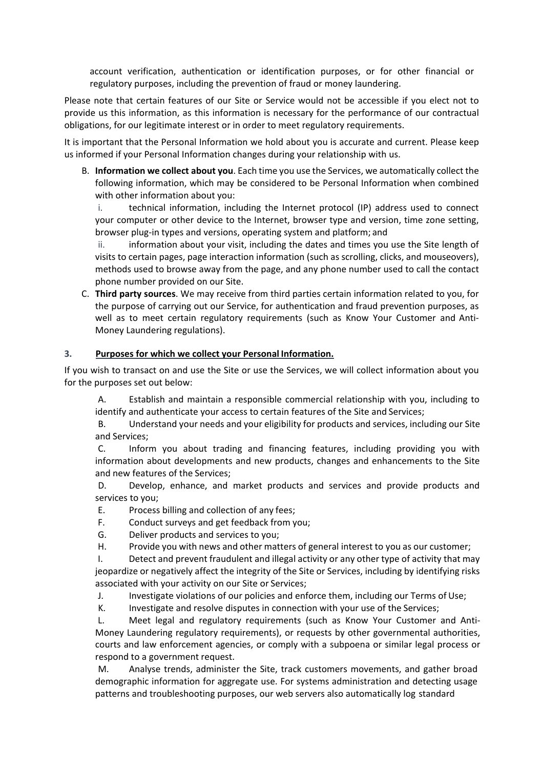account verification, authentication or identification purposes, or for other financial or regulatory purposes, including the prevention of fraud or money laundering.

Please note that certain features of our Site or Service would not be accessible if you elect not to provide us this information, as this information is necessary for the performance of our contractual obligations, for our legitimate interest or in order to meet regulatory requirements.

It is important that the Personal Information we hold about you is accurate and current. Please keep us informed if your Personal Information changes during your relationship with us.

B. **Information we collect about you**. Each time you use the Services, we automatically collect the following information, which may be considered to be Personal Information when combined with other information about you:

   i. technical information, including the Internet protocol (IP) address used to connect your computer or other device to the Internet, browser type and version, time zone setting, browser plug-in types and versions, operating system and platform; and

   ii. information about your visit, including the dates and times you use the Site length of visits to certain pages, page interaction information (such as scrolling, clicks, and mouseovers), methods used to browse away from the page, and any phone number used to call the contact phone number provided on our Site.

C. **Third party sources**. We may receive from third parties certain information related to you, for the purpose of carrying out our Service, for authentication and fraud prevention purposes, as well as to meet certain regulatory requirements (such as Know Your Customer and Anti-Money Laundering regulations).

### 3. Purposes for which we collect your Personal Information.

If you wish to transact on and use the Site or use the Services, we will collect information about you for the purposes set out below:

A. Establish and maintain a responsible commercial relationship with you, including to identify and authenticate your access to certain features of the Site and Services;

B. Understand your needs and your eligibility for products and services, including our Site and Services;

C. Inform you about trading and financing features, including providing you with information about developments and new products, changes and enhancements to the Site and new features of the Services;

D. Develop, enhance, and market products and services and provide products and services to you;

E. Process billing and collection of any fees;

F. Conduct surveys and get feedback from you;

G. Deliver products and services to you;

H. Provide you with news and other matters of general interest to you as our customer;

I. Detect and prevent fraudulent and illegal activity or any other type of activity that may jeopardize or negatively affect the integrity of the Site or Services, including by identifying risks associated with your activity on our Site or Services;

J. Investigate violations of our policies and enforce them, including our Terms of Use;

K. Investigate and resolve disputes in connection with your use of the Services;

L. Meet legal and regulatory requirements (such as Know Your Customer and Anti-Money Laundering regulatory requirements), or requests by other governmental authorities, courts and law enforcement agencies, or comply with a subpoena or similar legal process or respond to a government request.

M. Analyse trends, administer the Site, track customers movements, and gather broad demographic information for aggregate use. For systems administration and detecting usage patterns and troubleshooting purposes, our web servers also automatically log standard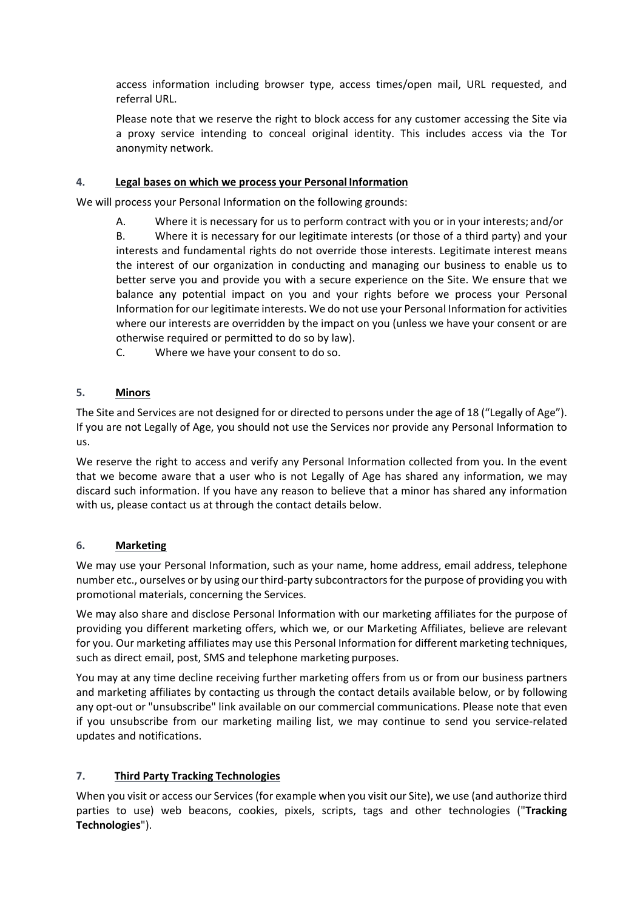access information including browser type, access times/open mail, URL requested, and referral URL.

Please note that we reserve the right to block access for any customer accessing the Site via a proxy service intending to conceal original identity. This includes access via the Tor anonymity network.

## 4. Legal bases on which we process your Personal Information

We will process your Personal Information on the following grounds:

A. Where it is necessary for us to perform contract with you or in your interests; and/or

B. Where it is necessary for our legitimate interests (or those of a third party) and your interests and fundamental rights do not override those interests. Legitimate interest means the interest of our organization in conducting and managing our business to enable us to better serve you and provide you with a secure experience on the Site. We ensure that we balance any potential impact on you and your rights before we process your Personal Information for our legitimate interests. We do not use your Personal Information for activities where our interests are overridden by the impact on you (unless we have your consent or are otherwise required or permitted to do so by law).

C. Where we have your consent to do so.

## 5. Minors

The Site and Services are not designed for or directed to persons under the age of 18 ("Legally of Age"). If you are not Legally of Age, you should not use the Services nor provide any Personal Information to us.

We reserve the right to access and verify any Personal Information collected from you. In the event that we become aware that a user who is not Legally of Age has shared any information, we may discard such information. If you have any reason to believe that a minor has shared any information with us, please contact us at through the contact details below.

## 6. Marketing

We may use your Personal Information, such as your name, home address, email address, telephone number etc., ourselves or by using our third-party subcontractors for the purpose of providing you with promotional materials, concerning the Services.

We may also share and disclose Personal Information with our marketing affiliates for the purpose of providing you different marketing offers, which we, or our Marketing Affiliates, believe are relevant for you. Our marketing affiliates may use this Personal Information for different marketing techniques, such as direct email, post, SMS and telephone marketing purposes.

You may at any time decline receiving further marketing offers from us or from our business partners and marketing affiliates by contacting us through the contact details available below, or by following any opt-out or "unsubscribe" link available on our commercial communications. Please note that even if you unsubscribe from our marketing mailing list, we may continue to send you service-related updates and notifications.

## 7. Third Party Tracking Technologies

When you visit or access our Services (for example when you visit our Site), we use (and authorize third parties to use) web beacons, cookies, pixels, scripts, tags and other technologies ("**Tracking Technologies**").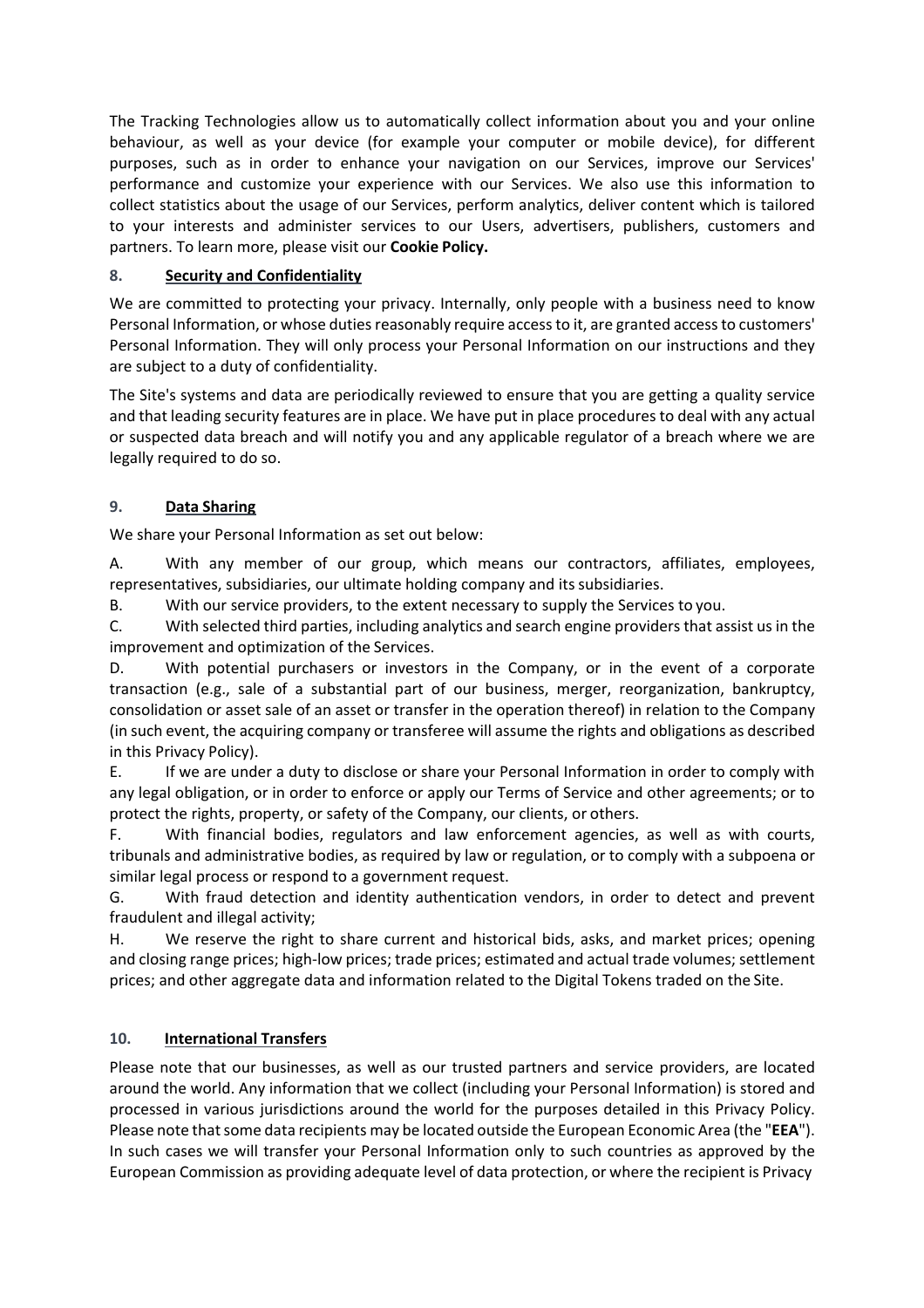The Tracking Technologies allow us to automatically collect information about you and your online behaviour, as well as your device (for example your computer or mobile device), for different purposes, such as in order to enhance your navigation on our Services, improve our Services' performance and customize your experience with our Services. We also use this information to collect statistics about the usage of our Services, perform analytics, deliver content which is tailored to your interests and administer services to our Users, advertisers, publishers, customers and partners. To learn more, please visit our **Cookie Policy.**

## 8. Security and Confidentiality

We are committed to protecting your privacy. Internally, only people with a business need to know Personal Information, or whose duties reasonably require access to it, are granted access to customers' Personal Information. They will only process your Personal Information on our instructions and they are subject to a duty of confidentiality.

The Site's systems and data are periodically reviewed to ensure that you are getting a quality service and that leading security features are in place. We have put in place procedures to deal with any actual or suspected data breach and will notify you and any applicable regulator of a breach where we are legally required to do so.

## 9. Data Sharing

We share your Personal Information as set out below:

A. With any member of our group, which means our contractors, affiliates, employees, representatives, subsidiaries, our ultimate holding company and its subsidiaries.

B. With our service providers, to the extent necessary to supply the Services to you.

C. With selected third parties, including analytics and search engine providers that assist us in the improvement and optimization of the Services.

D. With potential purchasers or investors in the Company, or in the event of a corporate transaction (e.g., sale of a substantial part of our business, merger, reorganization, bankruptcy, consolidation or asset sale of an asset or transfer in the operation thereof) in relation to the Company (in such event, the acquiring company or transferee will assume the rights and obligations as described in this Privacy Policy).

E. If we are under a duty to disclose or share your Personal Information in order to comply with any legal obligation, or in order to enforce or apply our Terms of Service and other agreements; or to protect the rights, property, or safety of the Company, our clients, or others.

F. With financial bodies, regulators and law enforcement agencies, as well as with courts, tribunals and administrative bodies, as required by law or regulation, or to comply with a subpoena or similar legal process or respond to a government request.

G. With fraud detection and identity authentication vendors, in order to detect and prevent fraudulent and illegal activity;

H. We reserve the right to share current and historical bids, asks, and market prices; opening and closing range prices; high-low prices; trade prices; estimated and actual trade volumes; settlement prices; and other aggregate data and information related to the Digital Tokens traded on the Site.

## 10. International Transfers

Please note that our businesses, as well as our trusted partners and service providers, are located around the world. Any information that we collect (including your Personal Information) is stored and processed in various jurisdictions around the world for the purposes detailed in this Privacy Policy. Please note that some data recipients may be located outside the European Economic Area (the "**EEA**"). In such cases we will transfer your Personal Information only to such countries as approved by the European Commission as providing adequate level of data protection, or where the recipient is Privacy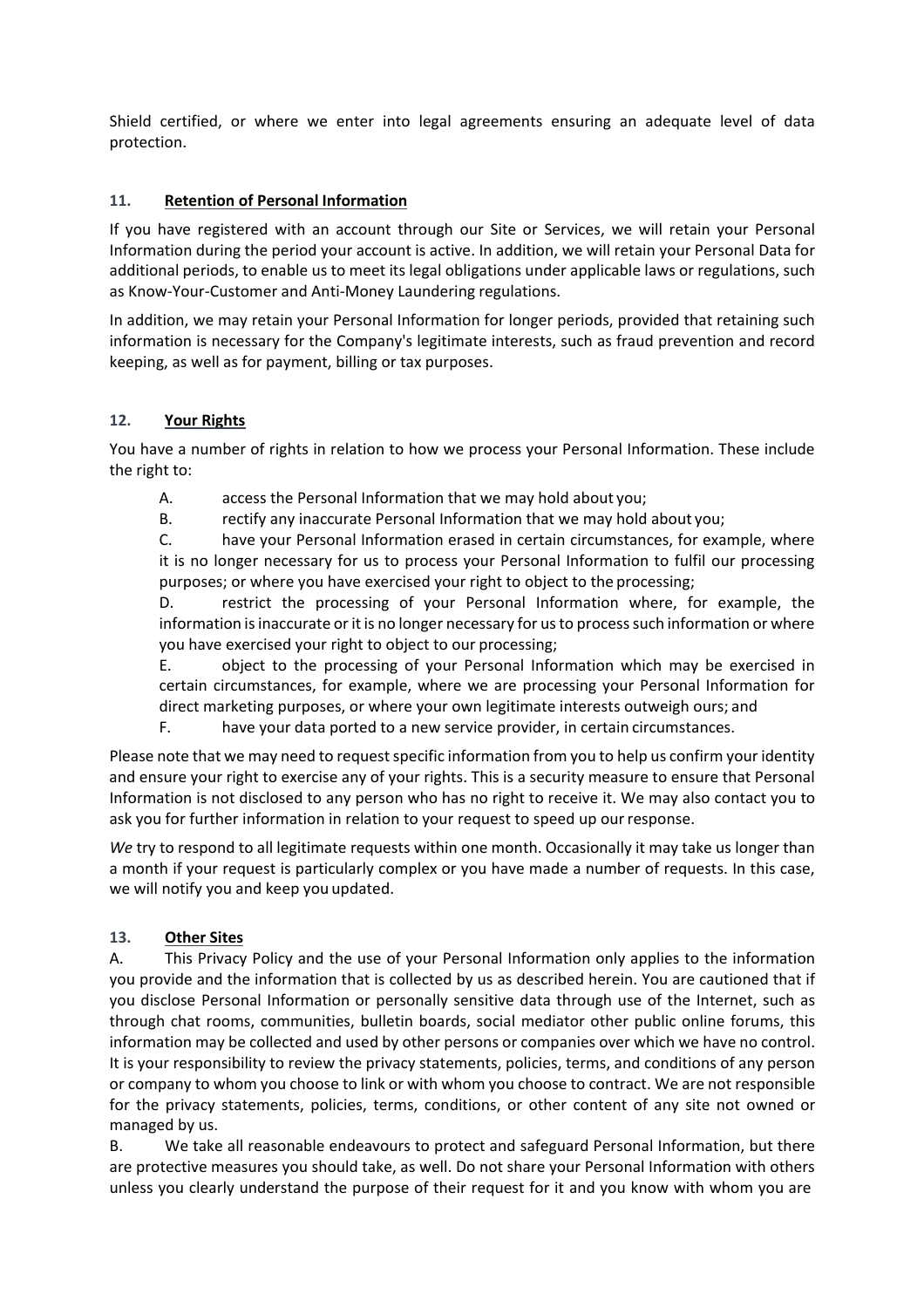Shield certified, or where we enter into legal agreements ensuring an adequate level of data protection.

## 11. Retention of Personal Information

If you have registered with an account through our Site or Services, we will retain your Personal Information during the period your account is active. In addition, we will retain your Personal Data for additional periods, to enable us to meet its legal obligations under applicable laws or regulations, such as Know-Your-Customer and Anti-Money Laundering regulations.

In addition, we may retain your Personal Information for longer periods, provided that retaining such information is necessary for the Company's legitimate interests, such as fraud prevention and record keeping, as well as for payment, billing or tax purposes.

## 12. Your Rights

You have a number of rights in relation to how we process your Personal Information. These include the right to:

A. access the Personal Information that we may hold about you;

B. rectify any inaccurate Personal Information that we may hold about you;

C. have your Personal Information erased in certain circumstances, for example, where it is no longer necessary for us to process your Personal Information to fulfil our processing purposes; or where you have exercised your right to object to the processing;

D. restrict the processing of your Personal Information where, for example, the information is inaccurate or it is no longer necessary for us to process such information or where you have exercised your right to object to our processing;

E. object to the processing of your Personal Information which may be exercised in certain circumstances, for example, where we are processing your Personal Information for direct marketing purposes, or where your own legitimate interests outweigh ours; and

F. have your data ported to a new service provider, in certain circumstances.

Please note that we may need to request specific information from you to help us confirm your identity and ensure your right to exercise any of your rights. This is a security measure to ensure that Personal Information is not disclosed to any person who has no right to receive it. We may also contact you to ask you for further information in relation to your request to speed up our response.

*We* try to respond to all legitimate requests within one month. Occasionally it may take us longer than a month if your request is particularly complex or you have made a number of requests. In this case, we will notify you and keep you updated.

## 13. Other Sites

A. This Privacy Policy and the use of your Personal Information only applies to the information you provide and the information that is collected by us as described herein. You are cautioned that if you disclose Personal Information or personally sensitive data through use of the Internet, such as through chat rooms, communities, bulletin boards, social mediator other public online forums, this information may be collected and used by other persons or companies over which we have no control. It is your responsibility to review the privacy statements, policies, terms, and conditions of any person or company to whom you choose to link or with whom you choose to contract. We are not responsible for the privacy statements, policies, terms, conditions, or other content of any site not owned or managed by us.

B. We take all reasonable endeavours to protect and safeguard Personal Information, but there are protective measures you should take, as well. Do not share your Personal Information with others unless you clearly understand the purpose of their request for it and you know with whom you are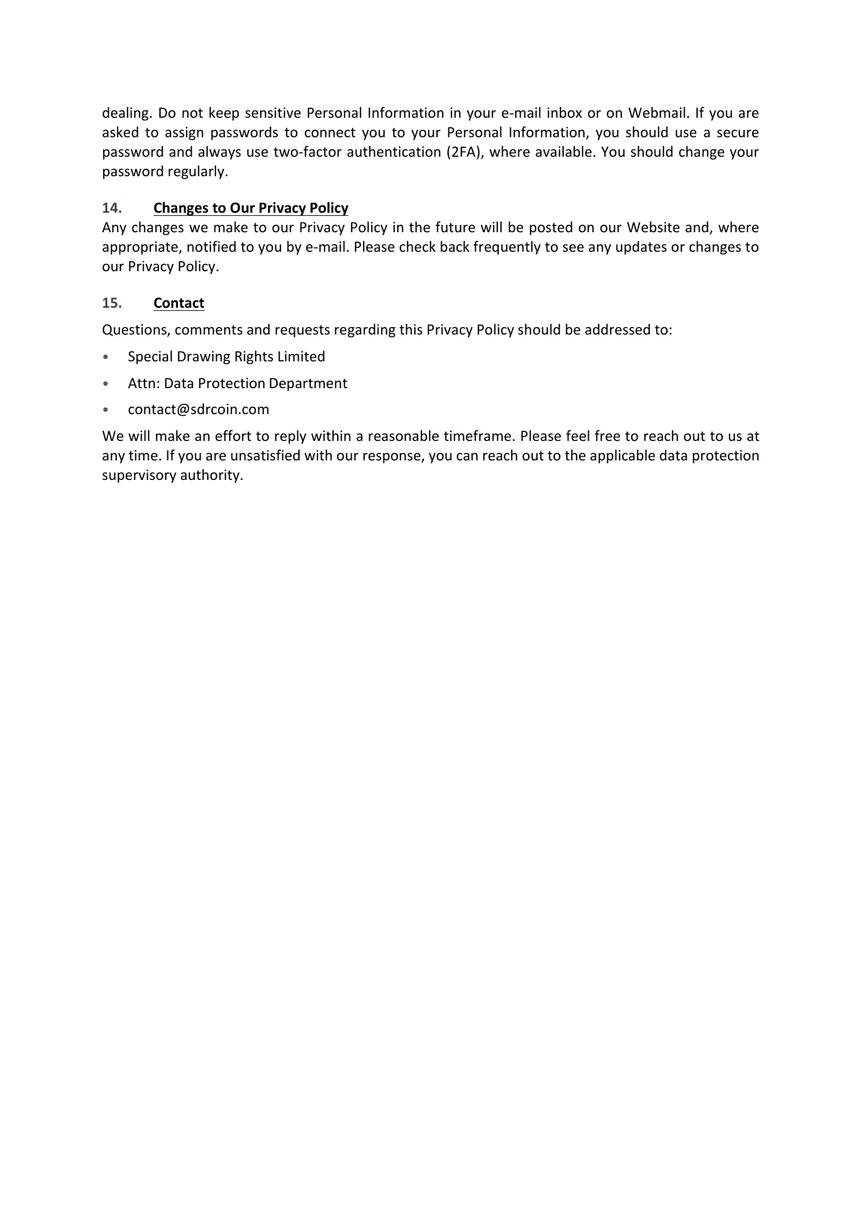dealing. Do not keep sensitive Personal Information in your e-mail inbox or on Webmail. If you are asked to assign passwords to connect you to your Personal Information, you should use a secure password and always use two-factor authentication (2FA), where available. You should change your password regularly.

## 14. **Changes to Our Privacy Policy**

Any changes we make to our Privacy Policy in the future will be posted on our Website and, where appropriate, notified to you by e-mail. Please check back frequently to see any updates or changes to our Privacy Policy.

## 15. **Contact**

Questions, comments and requests regarding this Privacy Policy should be addressed to:

- Special Drawing Rights Limited
- Attn: Data Protection Department
- contact@sdrcoin.com

We will make an effort to reply within a reasonable timeframe. Please feel free to reach out to us at any time. If you are unsatisfied with our response, you can reach out to the applicable data protection supervisory authority.